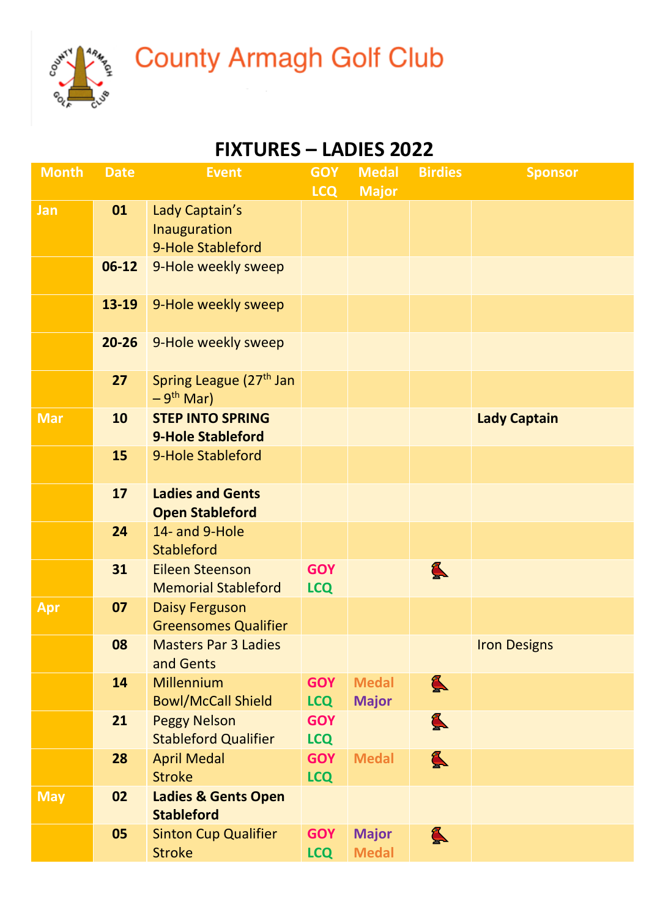# County Armagh Golf Club

## FIXTURES – LADIES 2022

| Month | Date | Event | GOY LCQ | Medal Major | Birdies | Sponsor |
|---|---|---|---|---|---|---|
| Jan | 01 | Lady Captain's Inauguration 9-Hole Stableford | | | | |
| | 06-12 | 9-Hole weekly sweep | | | | |
| | 13-19 | 9-Hole weekly sweep | | | | |
| | 20-26 | 9-Hole weekly sweep | | | | |
| | 27 | Spring League (27th Jan – 9th Mar) | | | | |
| Mar | 10 | **STEP INTO SPRING 9-Hole Stableford** | | | | **Lady Captain** |
| | 15 | 9-Hole Stableford | | | | |
| | 17 | **Ladies and Gents Open Stableford** | | | | |
| | 24 | 14- and 9-Hole Stableford | | | | |
| | 31 | Eileen Steenson Memorial Stableford | GOY LCQ | | 🐦 | |
| Apr | 07 | Daisy Ferguson Greensomes Qualifier | | | | |
| | 08 | Masters Par 3 Ladies and Gents | | | | Iron Designs |
| | 14 | Millennium Bowl/McCall Shield | GOY LCQ | Medal Major | 🐦 | |
| | 21 | Peggy Nelson Stableford Qualifier | GOY LCQ | | 🐦 | |
| | 28 | April Medal Stroke | GOY LCQ | Medal | 🐦 | |
| May | 02 | **Ladies & Gents Open Stableford** | | | | |
| | 05 | Sinton Cup Qualifier Stroke | GOY LCQ | Major Medal | 🐦 | |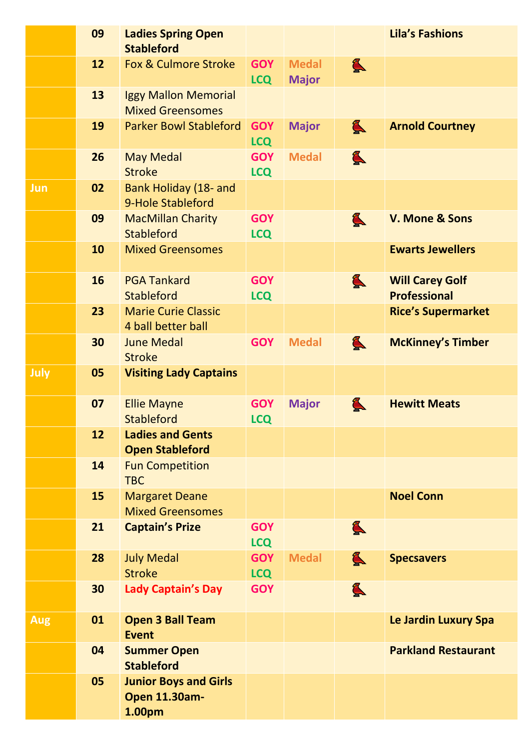| | | | | | | |
|---|---|---|---|---|---|---|
| | 09 | **Ladies Spring Open Stableford** | | | | **Lila's Fashions** |
| | 12 | Fox & Culmore Stroke | GOY LCQ | Medal Major | 🐦 | |
| | 13 | Iggy Mallon Memorial Mixed Greensomes | | | | |
| | 19 | Parker Bowl Stableford | GOY LCQ | Major | 🐦 | **Arnold Courtney** |
| | 26 | May Medal Stroke | GOY LCQ | Medal | 🐦 | |
| Jun | 02 | Bank Holiday (18- and 9-Hole Stableford | | | | |
| | 09 | MacMillan Charity Stableford | GOY LCQ | | 🐦 | **V. Mone & Sons** |
| | 10 | Mixed Greensomes | | | | **Ewarts Jewellers** |
| | 16 | PGA Tankard Stableford | GOY LCQ | | 🐦 | **Will Carey Golf Professional** |
| | 23 | Marie Curie Classic 4 ball better ball | | | | **Rice's Supermarket** |
| | 30 | June Medal Stroke | GOY | Medal | 🐦 | **McKinney's Timber** |
| July | 05 | **Visiting Lady Captains** | | | | |
| | 07 | Ellie Mayne Stableford | GOY LCQ | Major | 🐦 | **Hewitt Meats** |
| | 12 | **Ladies and Gents Open Stableford** | | | | |
| | 14 | Fun Competition TBC | | | | |
| | 15 | Margaret Deane Mixed Greensomes | | | | **Noel Conn** |
| | 21 | **Captain's Prize** | GOY LCQ | | 🐦 | |
| | 28 | July Medal Stroke | GOY LCQ | Medal | 🐦 | **Specsavers** |
| | 30 | **Lady Captain's Day** | GOY | | 🐦 | |
| Aug | 01 | **Open 3 Ball Team Event** | | | | **Le Jardin Luxury Spa** |
| | 04 | **Summer Open Stableford** | | | | **Parkland Restaurant** |
| | 05 | **Junior Boys and Girls Open 11.30am-1.00pm** | | | | |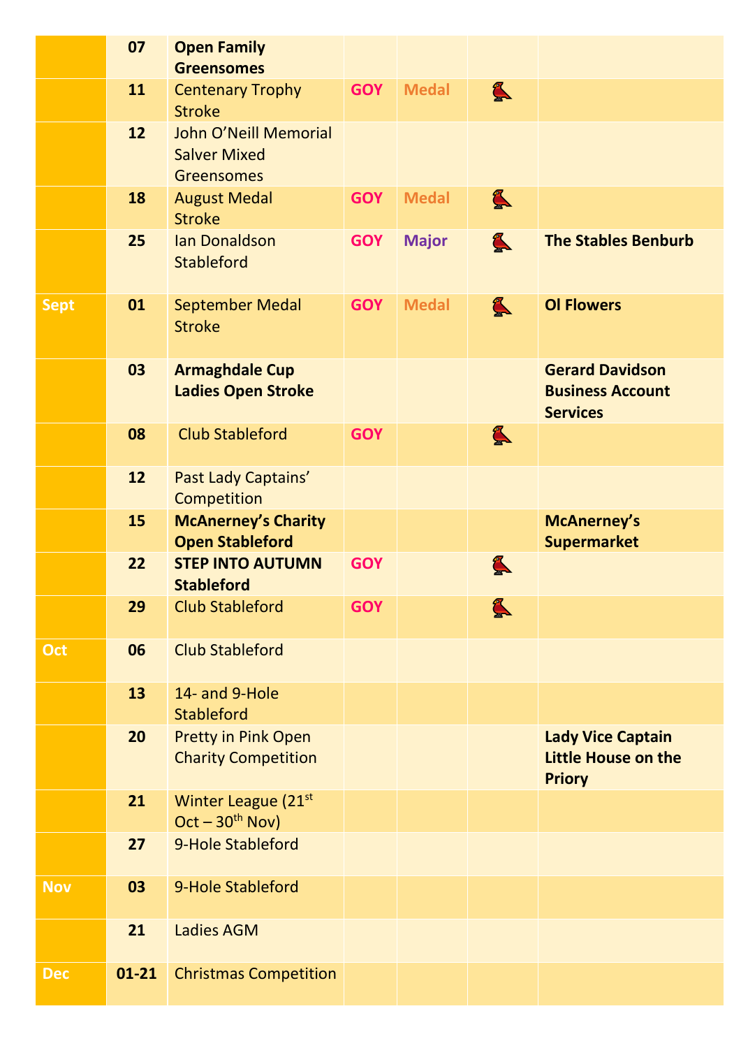|  |  |  |  |  |  |  |
|---|---|---|---|---|---|---|
|  | 07 | **Open Family Greensomes** |  |  |  |  |
|  | 11 | Centenary Trophy Stroke | GOY | Medal | 🐦 |  |
|  | 12 | John O'Neill Memorial Salver Mixed Greensomes |  |  |  |  |
|  | 18 | August Medal Stroke | GOY | Medal | 🐦 |  |
|  | 25 | Ian Donaldson Stableford | GOY | Major | 🐦 | **The Stables Benburb** |
| Sept | 01 | September Medal Stroke | GOY | Medal | 🐦 | **Ol Flowers** |
|  | 03 | **Armaghdale Cup Ladies Open Stroke** |  |  |  | **Gerard Davidson Business Account Services** |
|  | 08 | Club Stableford | GOY |  | 🐦 |  |
|  | 12 | Past Lady Captains' Competition |  |  |  |  |
|  | 15 | **McAnerney's Charity Open Stableford** |  |  |  | **McAnerney's Supermarket** |
|  | 22 | **STEP INTO AUTUMN Stableford** | GOY |  | 🐦 |  |
|  | 29 | Club Stableford | GOY |  | 🐦 |  |
| Oct | 06 | Club Stableford |  |  |  |  |
|  | 13 | 14- and 9-Hole Stableford |  |  |  |  |
|  | 20 | Pretty in Pink Open Charity Competition |  |  |  | **Lady Vice Captain Little House on the Priory** |
|  | 21 | Winter League (21st Oct – 30th Nov) |  |  |  |  |
|  | 27 | 9-Hole Stableford |  |  |  |  |
| Nov | 03 | 9-Hole Stableford |  |  |  |  |
|  | 21 | Ladies AGM |  |  |  |  |
| Dec | 01-21 | Christmas Competition |  |  |  |  |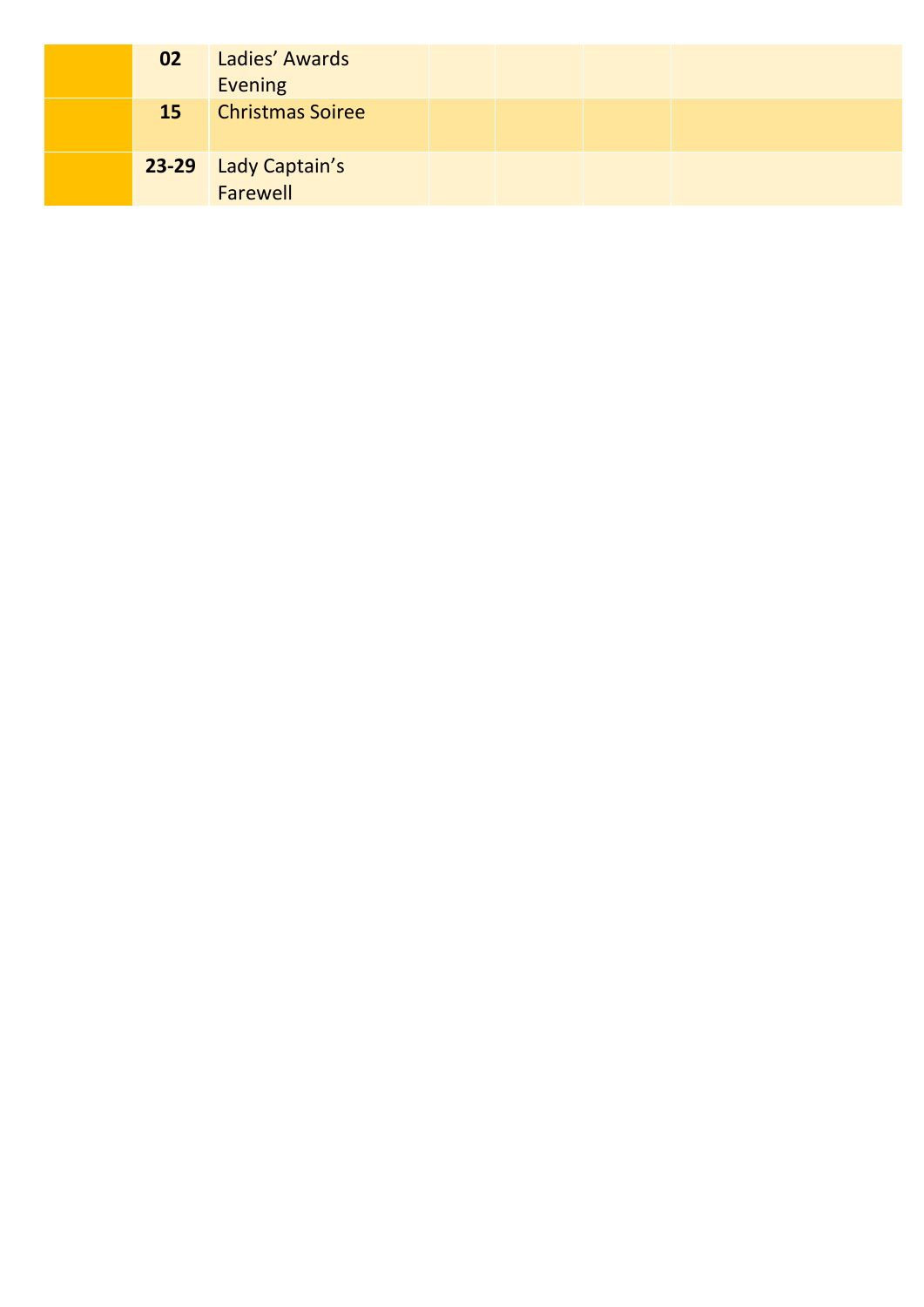| | | | | | | |
|---|---|---|---|---|---|---|
| | **02** | Ladies' Awards Evening | | | | |
| | **15** | Christmas Soiree | | | | |
| | **23-29** | Lady Captain's Farewell | | | | |